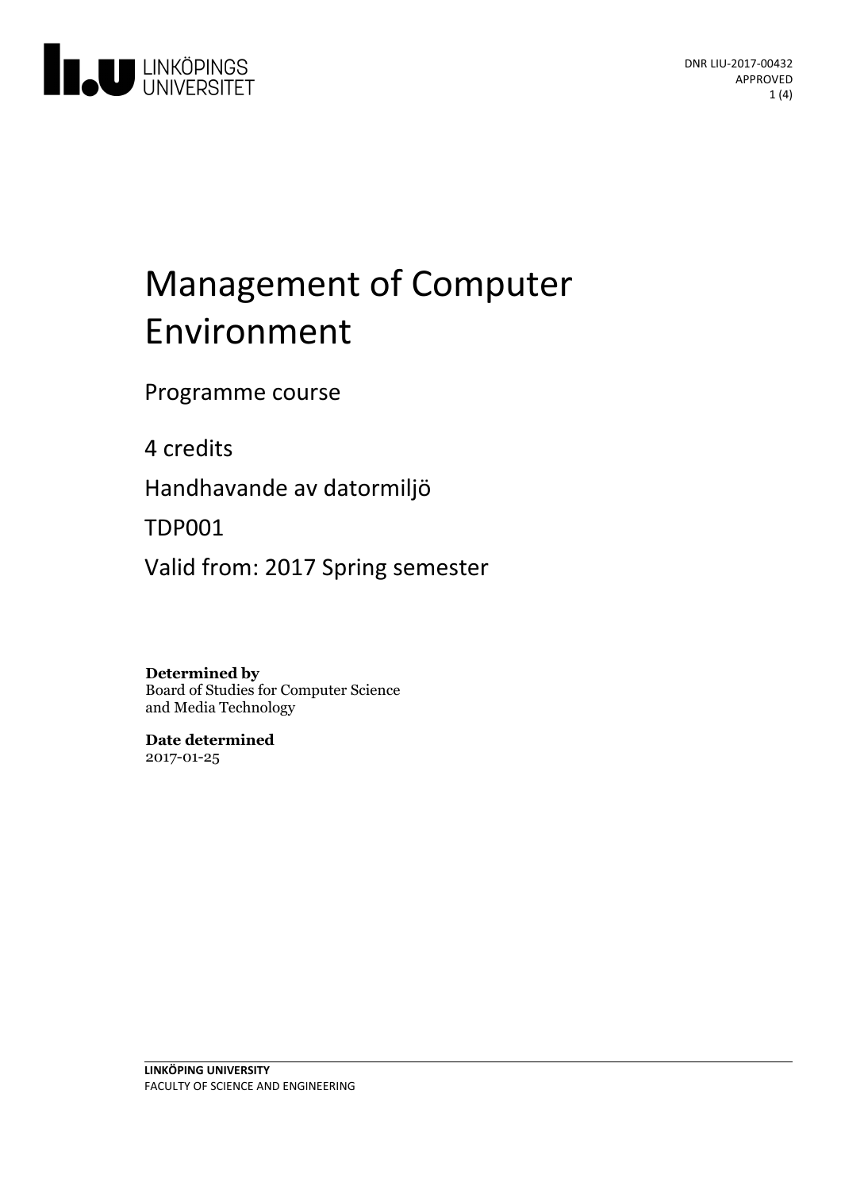LINKÖPINGS UNIVERSITET

DNR LIU-2017-00432
APPROVED

# Management of Computer Environment

Programme course

4 credits

Handhavande av datormiljö

TDP001

Valid from: 2017 Spring semester

**Determined by**
Board of Studies for Computer Science and Media Technology

**Date determined**
2017-01-25

**LINKÖPING UNIVERSITY**
FACULTY OF SCIENCE AND ENGINEERING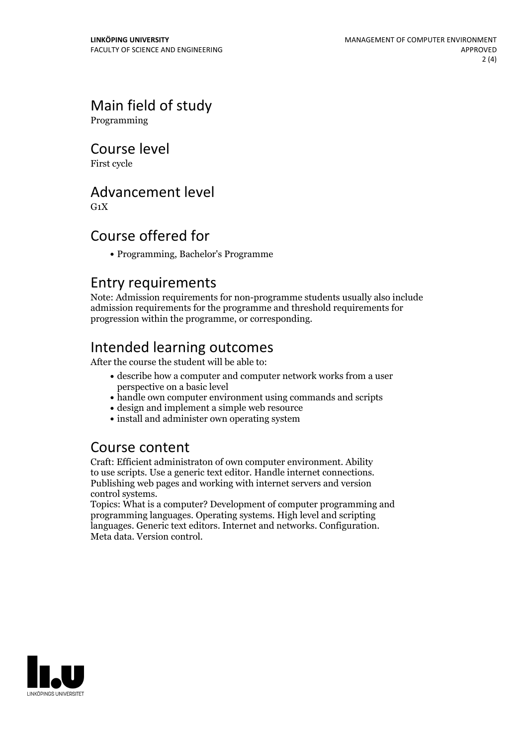## Main field of study

Programming

## Course level

First cycle

## Advancement level

G1X

## Course offered for

- Programming, Bachelor's Programme

## Entry requirements

Note: Admission requirements for non-programme students usually also include admission requirements for the programme and threshold requirements for progression within the programme, or corresponding.

## Intended learning outcomes

After the course the student will be able to:

- describe how a computer and computer network works from a user perspective on a basic level
- handle own computer environment using commands and scripts
- design and implement a simple web resource
- install and administer own operating system

## Course content

Craft: Efficient administraton of own computer environment. Ability to use scripts. Use a generic text editor. Handle internet connections. Publishing web pages and working with internet servers and version control systems.
Topics: What is a computer? Development of computer programming and programming languages. Operating systems. High level and scripting languages. Generic text editors. Internet and networks. Configuration. Meta data. Version control.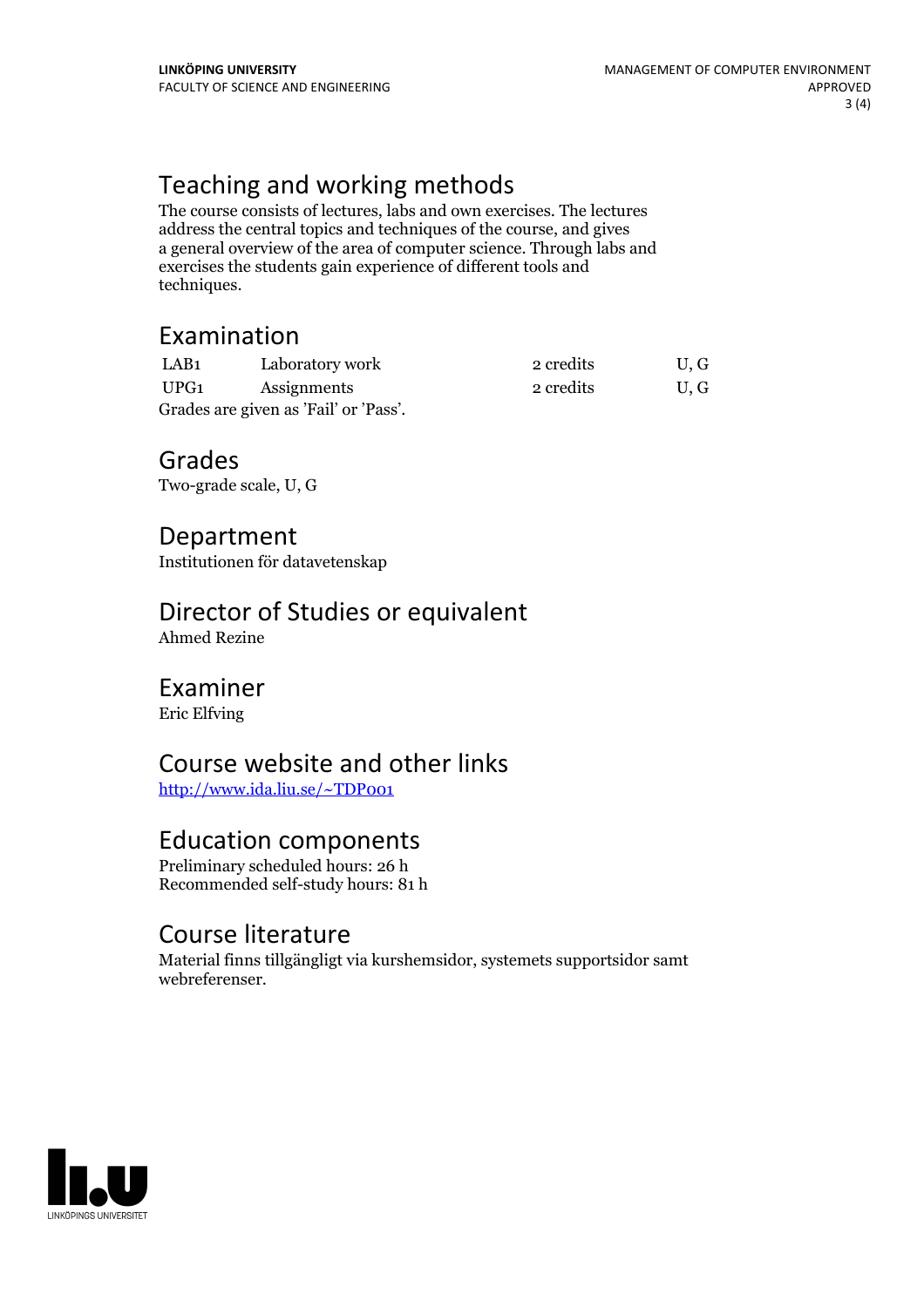## Teaching and working methods

The course consists of lectures, labs and own exercises. The lectures address the central topics and techniques of the course, and gives a general overview of the area of computer science. Through labs and exercises the students gain experience of different tools and techniques.

## Examination

| | | | |
|---|---|---|---|
| LAB1 | Laboratory work | 2 credits | U, G |
| UPG1 | Assignments | 2 credits | U, G |

Grades are given as 'Fail' or 'Pass'.

## Grades

Two-grade scale, U, G

## Department

Institutionen för datavetenskap

## Director of Studies or equivalent

Ahmed Rezine

## Examiner

Eric Elfving

## Course website and other links

http://www.ida.liu.se/~TDP001

## Education components

Preliminary scheduled hours: 26 h
Recommended self-study hours: 81 h

## Course literature

Material finns tillgängligt via kurshemsidor, systemets supportsidor samt webreferenser.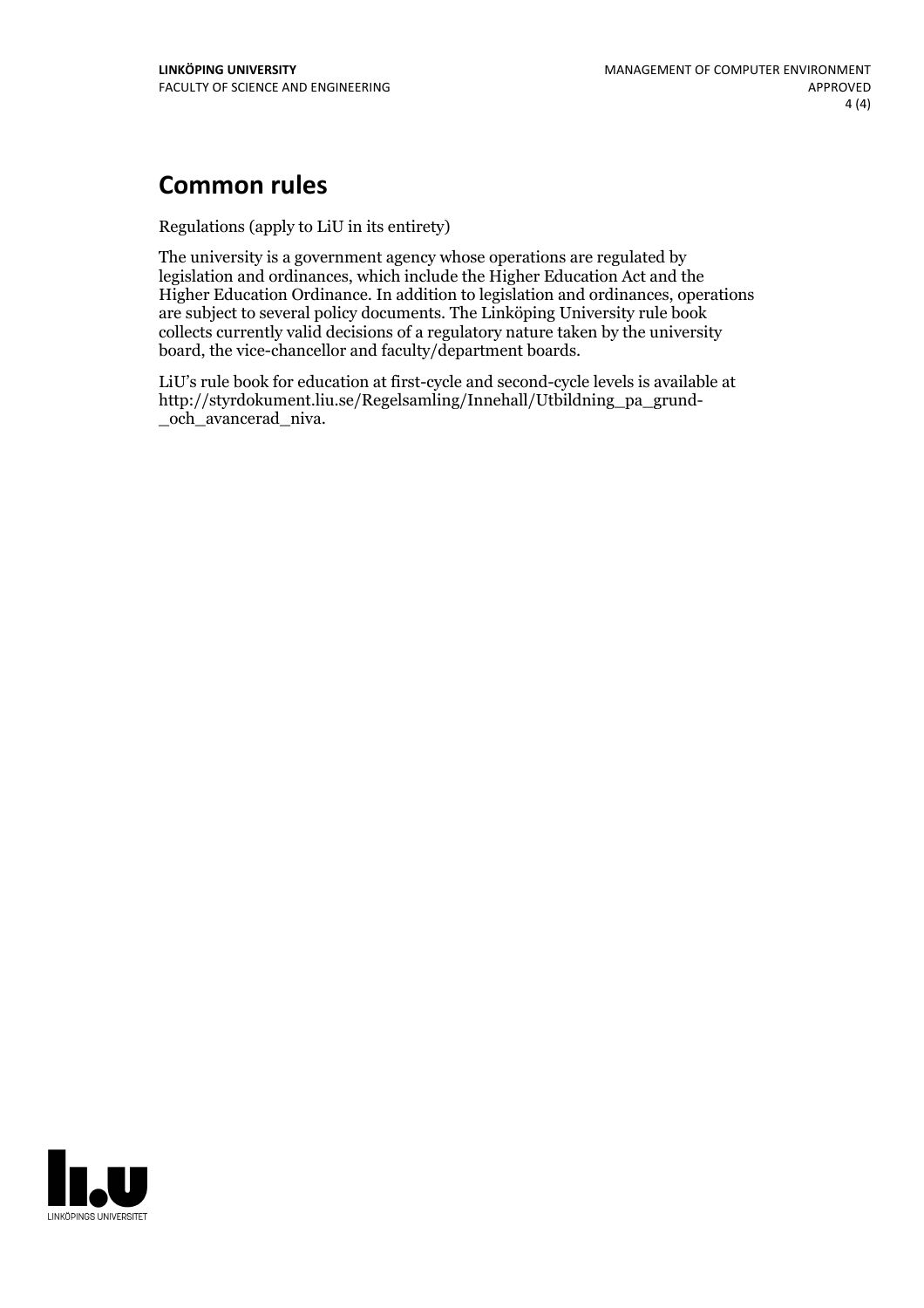# Common rules

Regulations (apply to LiU in its entirety)

The university is a government agency whose operations are regulated by legislation and ordinances, which include the Higher Education Act and the Higher Education Ordinance. In addition to legislation and ordinances, operations are subject to several policy documents. The Linköping University rule book collects currently valid decisions of a regulatory nature taken by the university board, the vice-chancellor and faculty/department boards.

LiU's rule book for education at first-cycle and second-cycle levels is available at http://styrdokument.liu.se/Regelsamling/Innehall/Utbildning_pa_grund-_och_avancerad_niva.